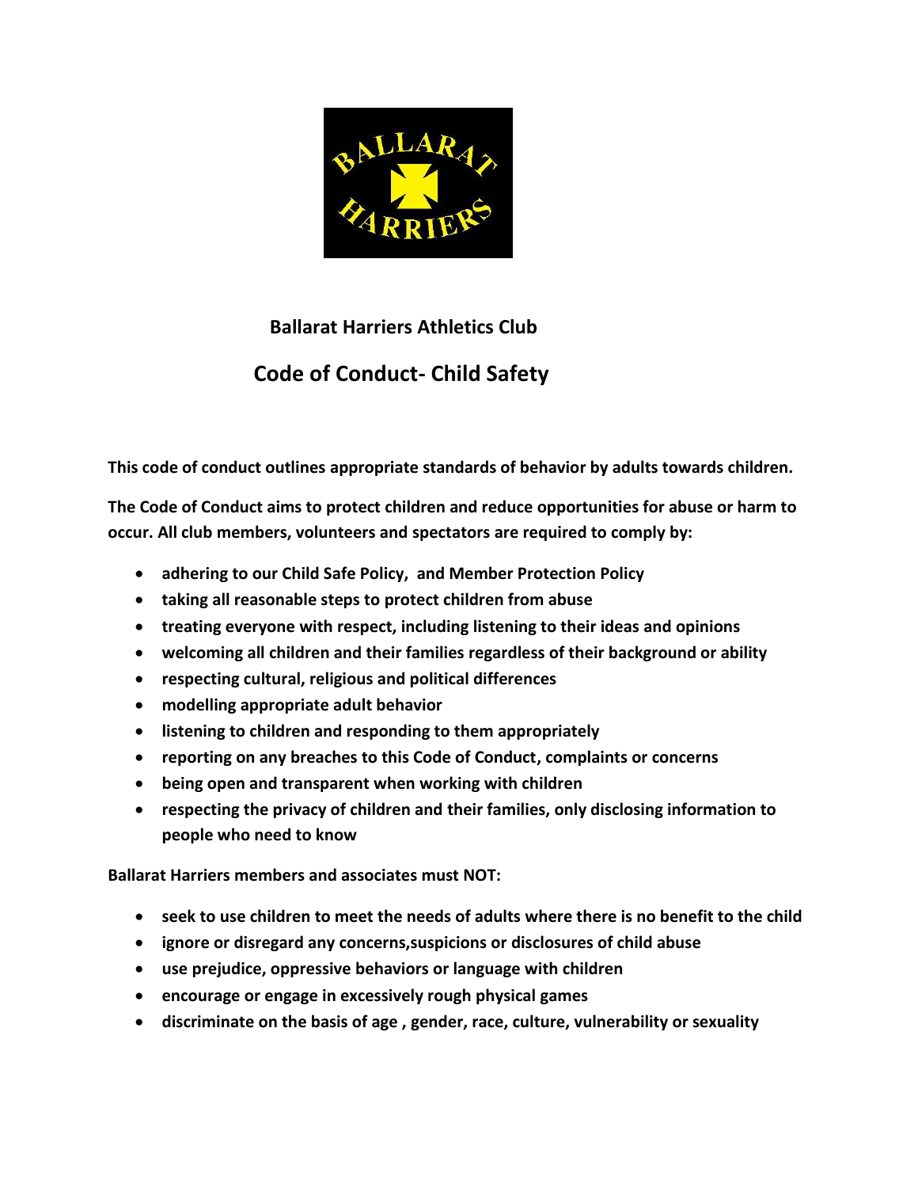**Ballarat Harriers Athletics Club**

# Code of Conduct- Child Safety

**This code of conduct outlines appropriate standards of behavior by adults towards children.**

**The Code of Conduct aims to protect children and reduce opportunities for abuse or harm to occur. All club members, volunteers and spectators are required to comply by:**

- **adhering to our Child Safe Policy, and Member Protection Policy**
- **taking all reasonable steps to protect children from abuse**
- **treating everyone with respect, including listening to their ideas and opinions**
- **welcoming all children and their families regardless of their background or ability**
- **respecting cultural, religious and political differences**
- **modelling appropriate adult behavior**
- **listening to children and responding to them appropriately**
- **reporting on any breaches to this Code of Conduct, complaints or concerns**
- **being open and transparent when working with children**
- **respecting the privacy of children and their families, only disclosing information to people who need to know**

**Ballarat Harriers members and associates must NOT:**

- **seek to use children to meet the needs of adults where there is no benefit to the child**
- **ignore or disregard any concerns,suspicions or disclosures of child abuse**
- **use prejudice, oppressive behaviors or language with children**
- **encourage or engage in excessively rough physical games**
- **discriminate on the basis of age , gender, race, culture, vulnerability or sexuality**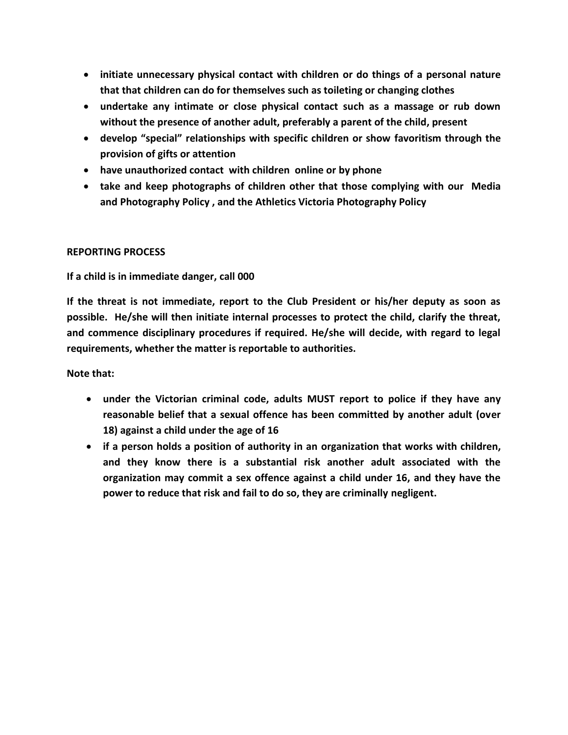- **initiate unnecessary physical contact with children or do things of a personal nature that that children can do for themselves such as toileting or changing clothes**
- **undertake any intimate or close physical contact such as a massage or rub down without the presence of another adult, preferably a parent of the child, present**
- **develop "special" relationships with specific children or show favoritism through the provision of gifts or attention**
- **have unauthorized contact with children online or by phone**
- **take and keep photographs of children other that those complying with our Media and Photography Policy , and the Athletics Victoria Photography Policy**

**REPORTING PROCESS**

**If a child is in immediate danger, call 000**

**If the threat is not immediate, report to the Club President or his/her deputy as soon as possible. He/she will then initiate internal processes to protect the child, clarify the threat, and commence disciplinary procedures if required. He/she will decide, with regard to legal requirements, whether the matter is reportable to authorities.**

**Note that:**

- **under the Victorian criminal code, adults MUST report to police if they have any reasonable belief that a sexual offence has been committed by another adult (over 18) against a child under the age of 16**
- **if a person holds a position of authority in an organization that works with children, and they know there is a substantial risk another adult associated with the organization may commit a sex offence against a child under 16, and they have the power to reduce that risk and fail to do so, they are criminally negligent.**